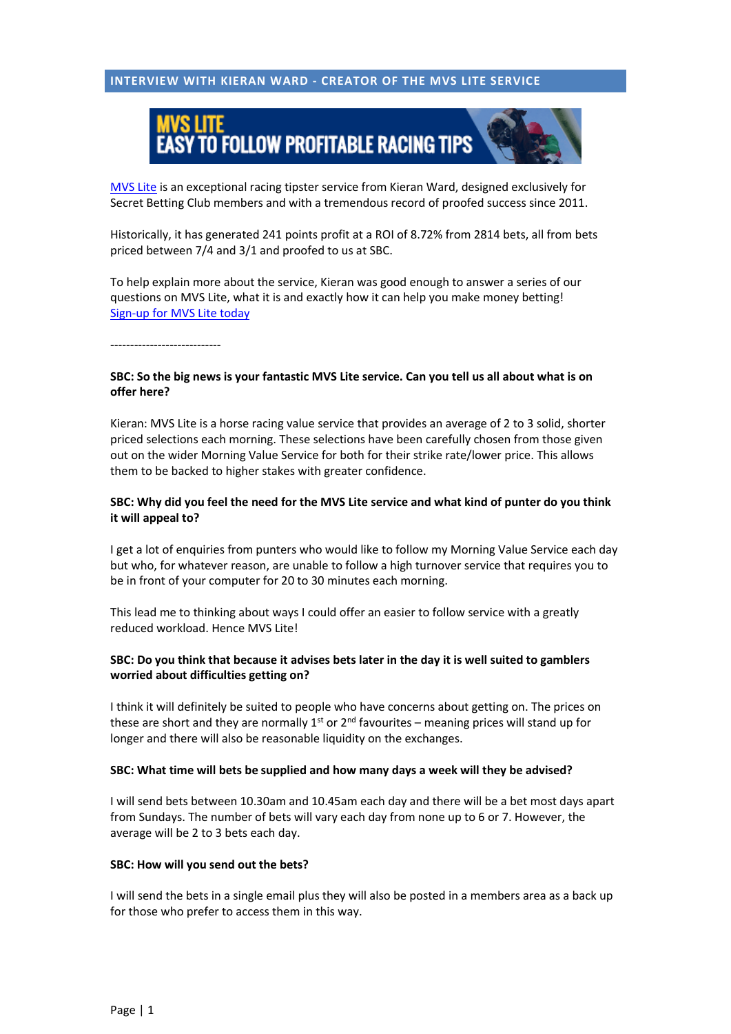## INTERVIEW WITH KIERAN WARD - CREATOR OF THE MVS LITE SERVICE

MVS LITE
EASY TO FOLLOW PROFITABLE RACING TIPS

MVS Lite is an exceptional racing tipster service from Kieran Ward, designed exclusively for Secret Betting Club members and with a tremendous record of proofed success since 2011.

Historically, it has generated 241 points profit at a ROI of 8.72% from 2814 bets, all from bets priced between 7/4 and 3/1 and proofed to us at SBC.

To help explain more about the service, Kieran was good enough to answer a series of our questions on MVS Lite, what it is and exactly how it can help you make money betting!
Sign-up for MVS Lite today

----------------------------

**SBC: So the big news is your fantastic MVS Lite service. Can you tell us all about what is on offer here?**

Kieran: MVS Lite is a horse racing value service that provides an average of 2 to 3 solid, shorter priced selections each morning. These selections have been carefully chosen from those given out on the wider Morning Value Service for both for their strike rate/lower price. This allows them to be backed to higher stakes with greater confidence.

**SBC: Why did you feel the need for the MVS Lite service and what kind of punter do you think it will appeal to?**

I get a lot of enquiries from punters who would like to follow my Morning Value Service each day but who, for whatever reason, are unable to follow a high turnover service that requires you to be in front of your computer for 20 to 30 minutes each morning.

This lead me to thinking about ways I could offer an easier to follow service with a greatly reduced workload. Hence MVS Lite!

**SBC: Do you think that because it advises bets later in the day it is well suited to gamblers worried about difficulties getting on?**

I think it will definitely be suited to people who have concerns about getting on. The prices on these are short and they are normally 1st or 2nd favourites – meaning prices will stand up for longer and there will also be reasonable liquidity on the exchanges.

**SBC: What time will bets be supplied and how many days a week will they be advised?**

I will send bets between 10.30am and 10.45am each day and there will be a bet most days apart from Sundays. The number of bets will vary each day from none up to 6 or 7. However, the average will be 2 to 3 bets each day.

**SBC: How will you send out the bets?**

I will send the bets in a single email plus they will also be posted in a members area as a back up for those who prefer to access them in this way.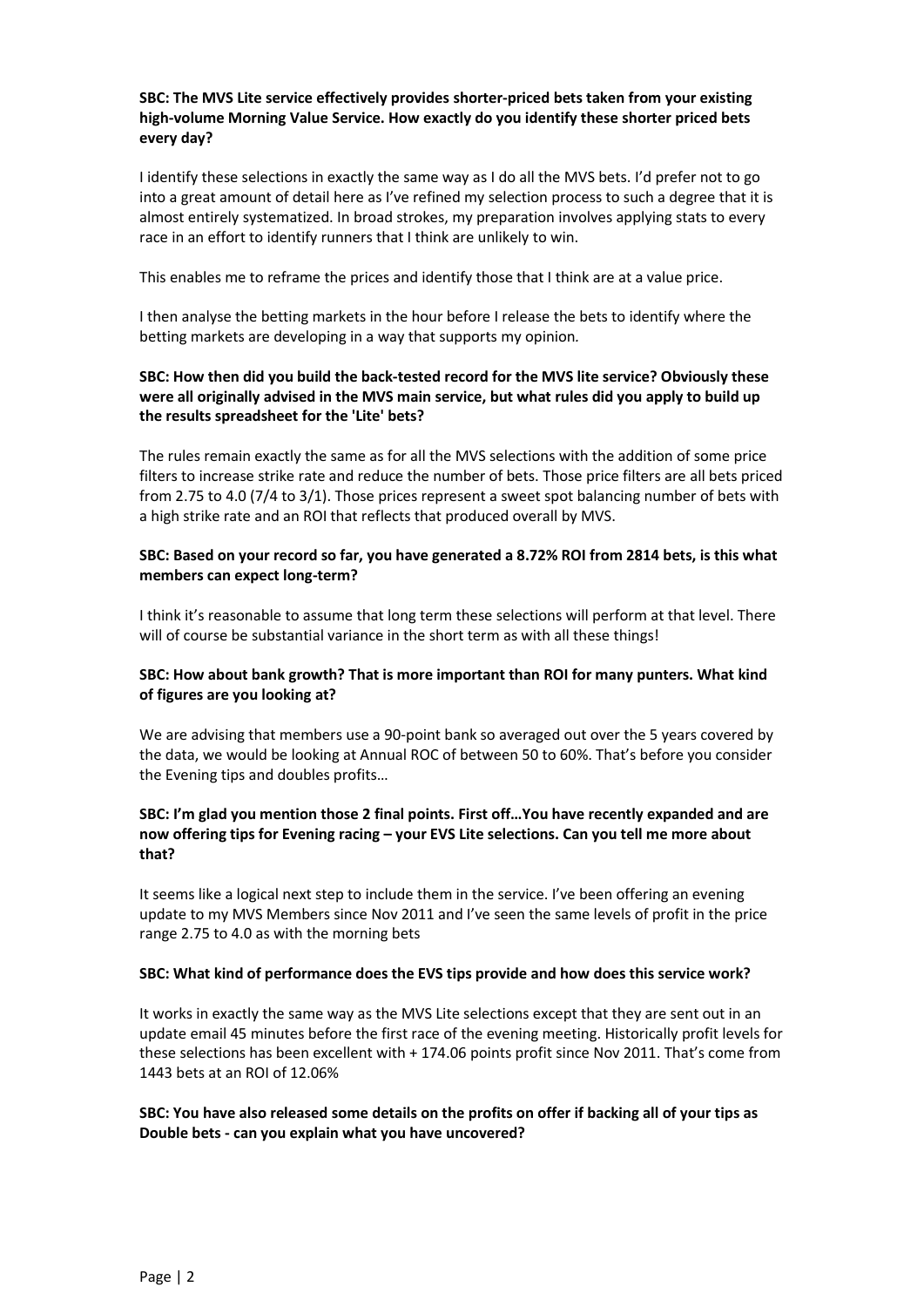**SBC: The MVS Lite service effectively provides shorter-priced bets taken from your existing high-volume Morning Value Service. How exactly do you identify these shorter priced bets every day?**

I identify these selections in exactly the same way as I do all the MVS bets. I'd prefer not to go into a great amount of detail here as I've refined my selection process to such a degree that it is almost entirely systematized. In broad strokes, my preparation involves applying stats to every race in an effort to identify runners that I think are unlikely to win.

This enables me to reframe the prices and identify those that I think are at a value price.

I then analyse the betting markets in the hour before I release the bets to identify where the betting markets are developing in a way that supports my opinion.

**SBC: How then did you build the back-tested record for the MVS lite service? Obviously these were all originally advised in the MVS main service, but what rules did you apply to build up the results spreadsheet for the 'Lite' bets?**

The rules remain exactly the same as for all the MVS selections with the addition of some price filters to increase strike rate and reduce the number of bets. Those price filters are all bets priced from 2.75 to 4.0 (7/4 to 3/1). Those prices represent a sweet spot balancing number of bets with a high strike rate and an ROI that reflects that produced overall by MVS.

**SBC: Based on your record so far, you have generated a 8.72% ROI from 2814 bets, is this what members can expect long-term?**

I think it's reasonable to assume that long term these selections will perform at that level. There will of course be substantial variance in the short term as with all these things!

**SBC: How about bank growth? That is more important than ROI for many punters. What kind of figures are you looking at?**

We are advising that members use a 90-point bank so averaged out over the 5 years covered by the data, we would be looking at Annual ROC of between 50 to 60%. That's before you consider the Evening tips and doubles profits…

**SBC: I'm glad you mention those 2 final points. First off…You have recently expanded and are now offering tips for Evening racing – your EVS Lite selections. Can you tell me more about that?**

It seems like a logical next step to include them in the service. I've been offering an evening update to my MVS Members since Nov 2011 and I've seen the same levels of profit in the price range 2.75 to 4.0 as with the morning bets

**SBC: What kind of performance does the EVS tips provide and how does this service work?**

It works in exactly the same way as the MVS Lite selections except that they are sent out in an update email 45 minutes before the first race of the evening meeting. Historically profit levels for these selections has been excellent with + 174.06 points profit since Nov 2011. That's come from 1443 bets at an ROI of 12.06%

**SBC: You have also released some details on the profits on offer if backing all of your tips as Double bets - can you explain what you have uncovered?**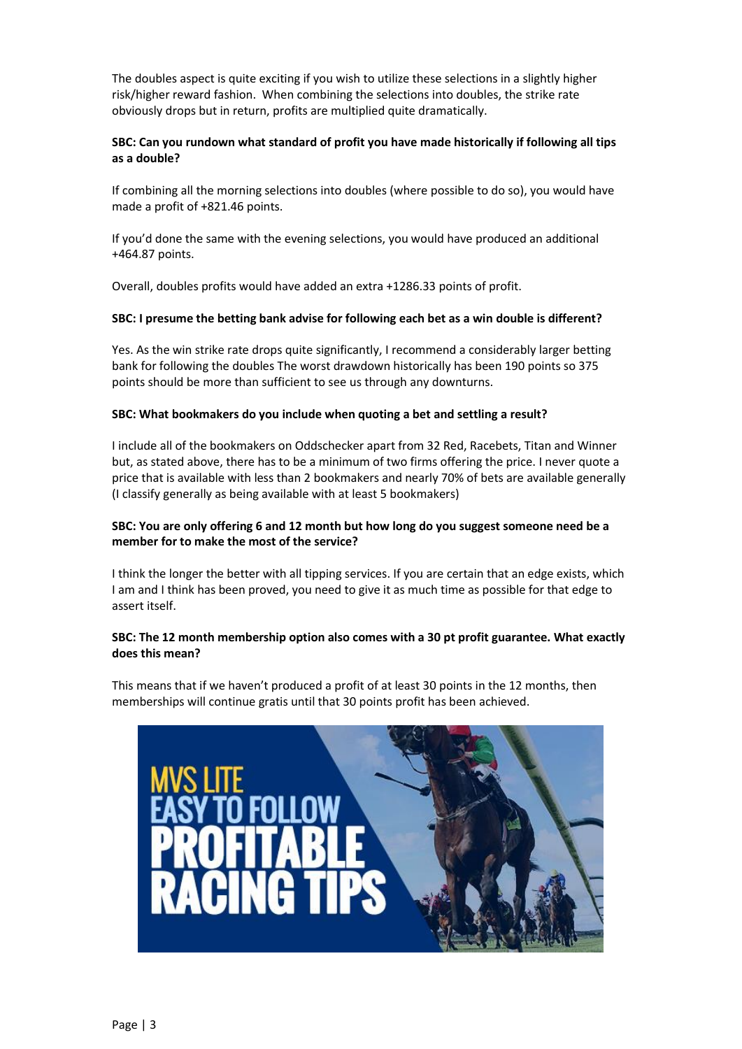The doubles aspect is quite exciting if you wish to utilize these selections in a slightly higher risk/higher reward fashion. When combining the selections into doubles, the strike rate obviously drops but in return, profits are multiplied quite dramatically.

**SBC: Can you rundown what standard of profit you have made historically if following all tips as a double?**

If combining all the morning selections into doubles (where possible to do so), you would have made a profit of +821.46 points.

If you'd done the same with the evening selections, you would have produced an additional +464.87 points.

Overall, doubles profits would have added an extra +1286.33 points of profit.

**SBC: I presume the betting bank advise for following each bet as a win double is different?**

Yes. As the win strike rate drops quite significantly, I recommend a considerably larger betting bank for following the doubles The worst drawdown historically has been 190 points so 375 points should be more than sufficient to see us through any downturns.

**SBC: What bookmakers do you include when quoting a bet and settling a result?**

I include all of the bookmakers on Oddschecker apart from 32 Red, Racebets, Titan and Winner but, as stated above, there has to be a minimum of two firms offering the price. I never quote a price that is available with less than 2 bookmakers and nearly 70% of bets are available generally (I classify generally as being available with at least 5 bookmakers)

**SBC: You are only offering 6 and 12 month but how long do you suggest someone need be a member for to make the most of the service?**

I think the longer the better with all tipping services. If you are certain that an edge exists, which I am and I think has been proved, you need to give it as much time as possible for that edge to assert itself.

**SBC: The 12 month membership option also comes with a 30 pt profit guarantee. What exactly does this mean?**

This means that if we haven't produced a profit of at least 30 points in the 12 months, then memberships will continue gratis until that 30 points profit has been achieved.

MVS LITE
EASY TO FOLLOW
PROFITABLE
RACING TIPS